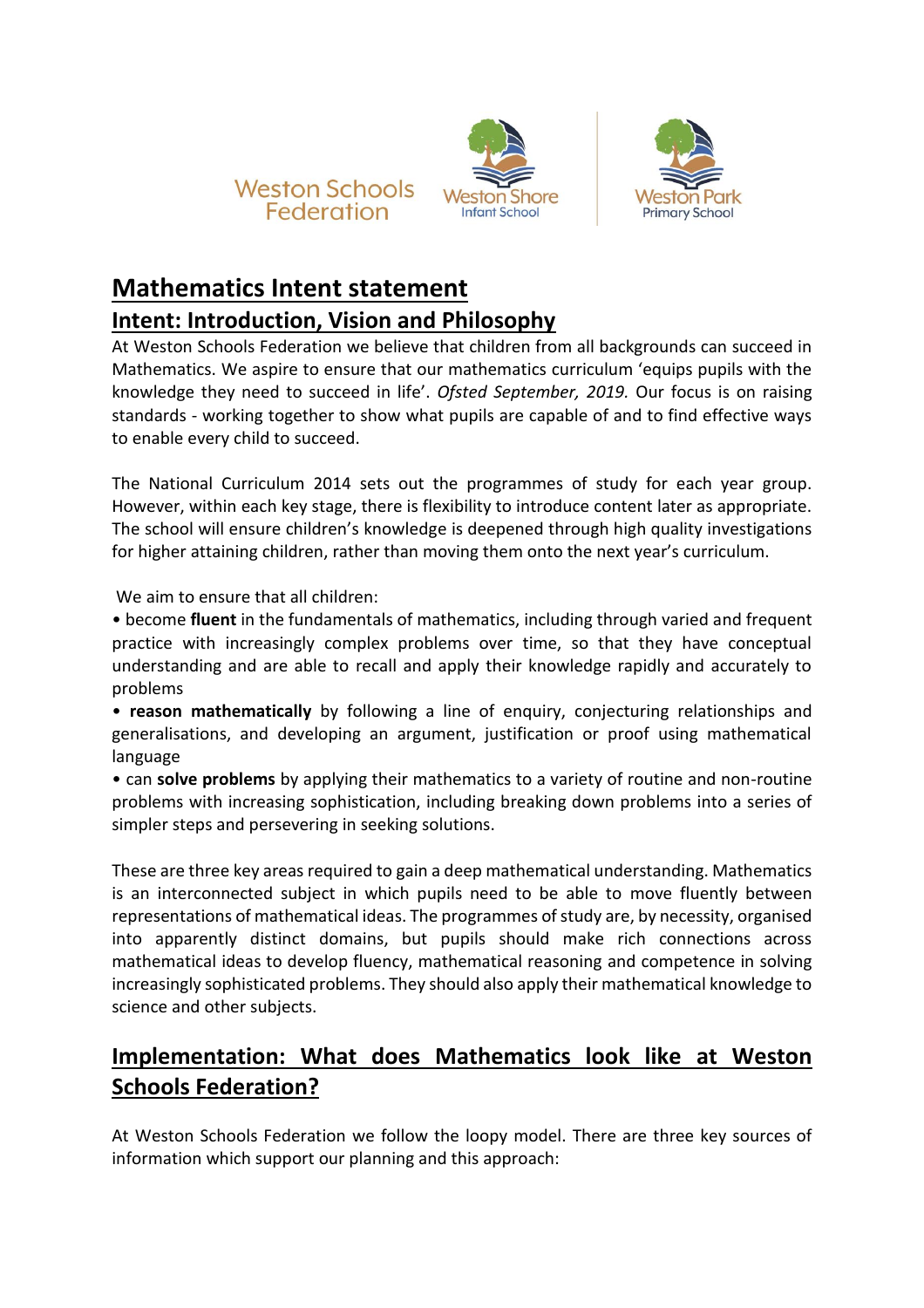Weston Schools Federation

Weston Shore Infant School

Weston Park Primary School

# Mathematics Intent statement

## Intent: Introduction, Vision and Philosophy

At Weston Schools Federation we believe that children from all backgrounds can succeed in Mathematics. We aspire to ensure that our mathematics curriculum 'equips pupils with the knowledge they need to succeed in life'. *Ofsted September, 2019.* Our focus is on raising standards - working together to show what pupils are capable of and to find effective ways to enable every child to succeed.

The National Curriculum 2014 sets out the programmes of study for each year group. However, within each key stage, there is flexibility to introduce content later as appropriate. The school will ensure children's knowledge is deepened through high quality investigations for higher attaining children, rather than moving them onto the next year's curriculum.

We aim to ensure that all children:

- become **fluent** in the fundamentals of mathematics, including through varied and frequent practice with increasingly complex problems over time, so that they have conceptual understanding and are able to recall and apply their knowledge rapidly and accurately to problems
- **reason mathematically** by following a line of enquiry, conjecturing relationships and generalisations, and developing an argument, justification or proof using mathematical language
- can **solve problems** by applying their mathematics to a variety of routine and non-routine problems with increasing sophistication, including breaking down problems into a series of simpler steps and persevering in seeking solutions.

These are three key areas required to gain a deep mathematical understanding. Mathematics is an interconnected subject in which pupils need to be able to move fluently between representations of mathematical ideas. The programmes of study are, by necessity, organised into apparently distinct domains, but pupils should make rich connections across mathematical ideas to develop fluency, mathematical reasoning and competence in solving increasingly sophisticated problems. They should also apply their mathematical knowledge to science and other subjects.

## Implementation: What does Mathematics look like at Weston Schools Federation?

At Weston Schools Federation we follow the loopy model. There are three key sources of information which support our planning and this approach: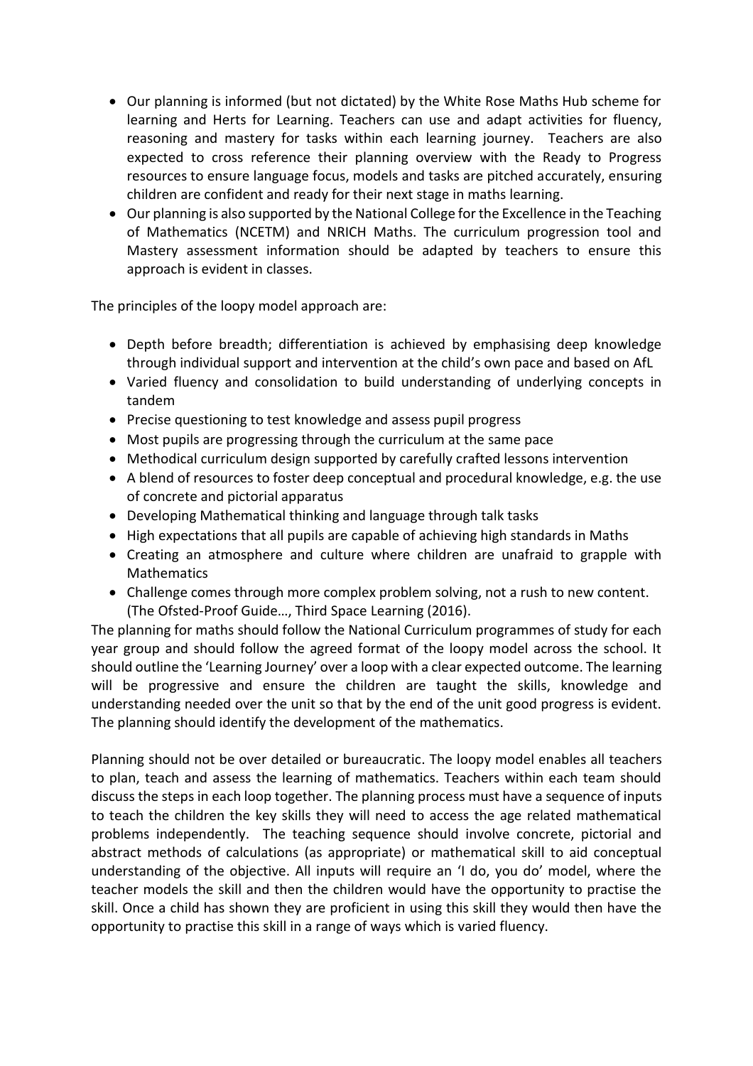- Our planning is informed (but not dictated) by the White Rose Maths Hub scheme for learning and Herts for Learning. Teachers can use and adapt activities for fluency, reasoning and mastery for tasks within each learning journey. Teachers are also expected to cross reference their planning overview with the Ready to Progress resources to ensure language focus, models and tasks are pitched accurately, ensuring children are confident and ready for their next stage in maths learning.
- Our planning is also supported by the National College for the Excellence in the Teaching of Mathematics (NCETM) and NRICH Maths. The curriculum progression tool and Mastery assessment information should be adapted by teachers to ensure this approach is evident in classes.

The principles of the loopy model approach are:

- Depth before breadth; differentiation is achieved by emphasising deep knowledge through individual support and intervention at the child's own pace and based on AfL
- Varied fluency and consolidation to build understanding of underlying concepts in tandem
- Precise questioning to test knowledge and assess pupil progress
- Most pupils are progressing through the curriculum at the same pace
- Methodical curriculum design supported by carefully crafted lessons intervention
- A blend of resources to foster deep conceptual and procedural knowledge, e.g. the use of concrete and pictorial apparatus
- Developing Mathematical thinking and language through talk tasks
- High expectations that all pupils are capable of achieving high standards in Maths
- Creating an atmosphere and culture where children are unafraid to grapple with Mathematics
- Challenge comes through more complex problem solving, not a rush to new content. (The Ofsted-Proof Guide…, Third Space Learning (2016).

The planning for maths should follow the National Curriculum programmes of study for each year group and should follow the agreed format of the loopy model across the school. It should outline the 'Learning Journey' over a loop with a clear expected outcome. The learning will be progressive and ensure the children are taught the skills, knowledge and understanding needed over the unit so that by the end of the unit good progress is evident. The planning should identify the development of the mathematics.

Planning should not be over detailed or bureaucratic. The loopy model enables all teachers to plan, teach and assess the learning of mathematics. Teachers within each team should discuss the steps in each loop together. The planning process must have a sequence of inputs to teach the children the key skills they will need to access the age related mathematical problems independently. The teaching sequence should involve concrete, pictorial and abstract methods of calculations (as appropriate) or mathematical skill to aid conceptual understanding of the objective. All inputs will require an 'I do, you do' model, where the teacher models the skill and then the children would have the opportunity to practise the skill. Once a child has shown they are proficient in using this skill they would then have the opportunity to practise this skill in a range of ways which is varied fluency.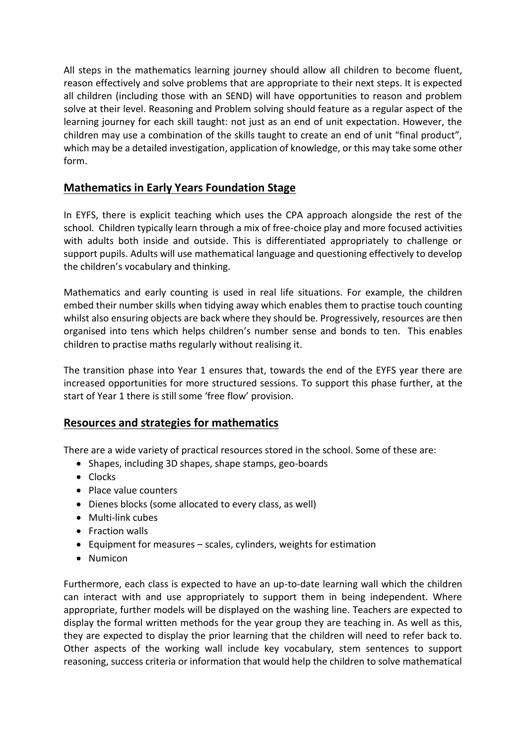All steps in the mathematics learning journey should allow all children to become fluent, reason effectively and solve problems that are appropriate to their next steps. It is expected all children (including those with an SEND) will have opportunities to reason and problem solve at their level. Reasoning and Problem solving should feature as a regular aspect of the learning journey for each skill taught: not just as an end of unit expectation. However, the children may use a combination of the skills taught to create an end of unit "final product", which may be a detailed investigation, application of knowledge, or this may take some other form.

## Mathematics in Early Years Foundation Stage

In EYFS, there is explicit teaching which uses the CPA approach alongside the rest of the school. Children typically learn through a mix of free-choice play and more focused activities with adults both inside and outside. This is differentiated appropriately to challenge or support pupils. Adults will use mathematical language and questioning effectively to develop the children's vocabulary and thinking.

Mathematics and early counting is used in real life situations. For example, the children embed their number skills when tidying away which enables them to practise touch counting whilst also ensuring objects are back where they should be. Progressively, resources are then organised into tens which helps children's number sense and bonds to ten. This enables children to practise maths regularly without realising it.

The transition phase into Year 1 ensures that, towards the end of the EYFS year there are increased opportunities for more structured sessions. To support this phase further, at the start of Year 1 there is still some 'free flow' provision.

## Resources and strategies for mathematics

There are a wide variety of practical resources stored in the school. Some of these are:

- Shapes, including 3D shapes, shape stamps, geo-boards
- Clocks
- Place value counters
- Dienes blocks (some allocated to every class, as well)
- Multi-link cubes
- Fraction walls
- Equipment for measures – scales, cylinders, weights for estimation
- Numicon

Furthermore, each class is expected to have an up-to-date learning wall which the children can interact with and use appropriately to support them in being independent. Where appropriate, further models will be displayed on the washing line. Teachers are expected to display the formal written methods for the year group they are teaching in. As well as this, they are expected to display the prior learning that the children will need to refer back to. Other aspects of the working wall include key vocabulary, stem sentences to support reasoning, success criteria or information that would help the children to solve mathematical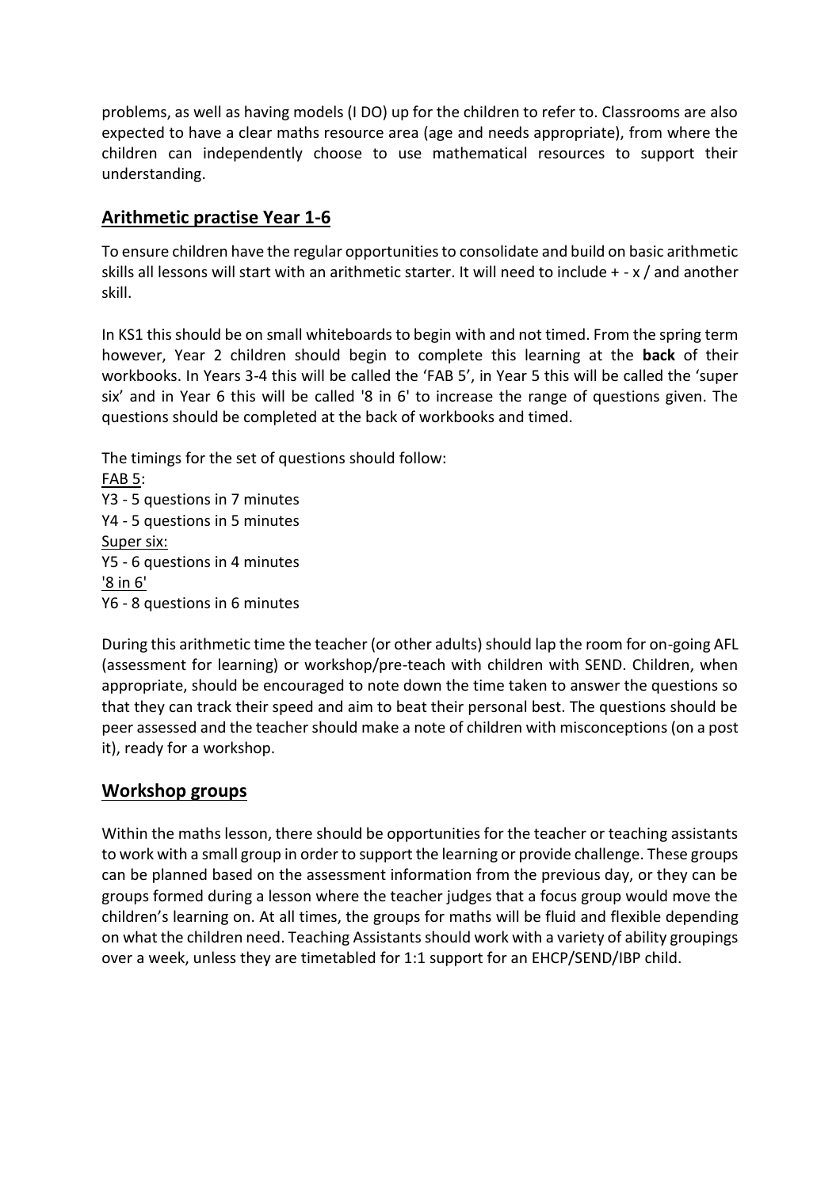problems, as well as having models (I DO) up for the children to refer to. Classrooms are also expected to have a clear maths resource area (age and needs appropriate), from where the children can independently choose to use mathematical resources to support their understanding.

## Arithmetic practise Year 1-6

To ensure children have the regular opportunities to consolidate and build on basic arithmetic skills all lessons will start with an arithmetic starter. It will need to include + - x / and another skill.

In KS1 this should be on small whiteboards to begin with and not timed. From the spring term however, Year 2 children should begin to complete this learning at the **back** of their workbooks. In Years 3-4 this will be called the 'FAB 5', in Year 5 this will be called the 'super six' and in Year 6 this will be called '8 in 6' to increase the range of questions given. The questions should be completed at the back of workbooks and timed.

The timings for the set of questions should follow:

<u>FAB 5</u>:
Y3 - 5 questions in 7 minutes
Y4 - 5 questions in 5 minutes
<u>Super six:</u>
Y5 - 6 questions in 4 minutes
<u>'8 in 6'</u>
Y6 - 8 questions in 6 minutes

During this arithmetic time the teacher (or other adults) should lap the room for on-going AFL (assessment for learning) or workshop/pre-teach with children with SEND. Children, when appropriate, should be encouraged to note down the time taken to answer the questions so that they can track their speed and aim to beat their personal best. The questions should be peer assessed and the teacher should make a note of children with misconceptions (on a post it), ready for a workshop.

## Workshop groups

Within the maths lesson, there should be opportunities for the teacher or teaching assistants to work with a small group in order to support the learning or provide challenge. These groups can be planned based on the assessment information from the previous day, or they can be groups formed during a lesson where the teacher judges that a focus group would move the children's learning on. At all times, the groups for maths will be fluid and flexible depending on what the children need. Teaching Assistants should work with a variety of ability groupings over a week, unless they are timetabled for 1:1 support for an EHCP/SEND/IBP child.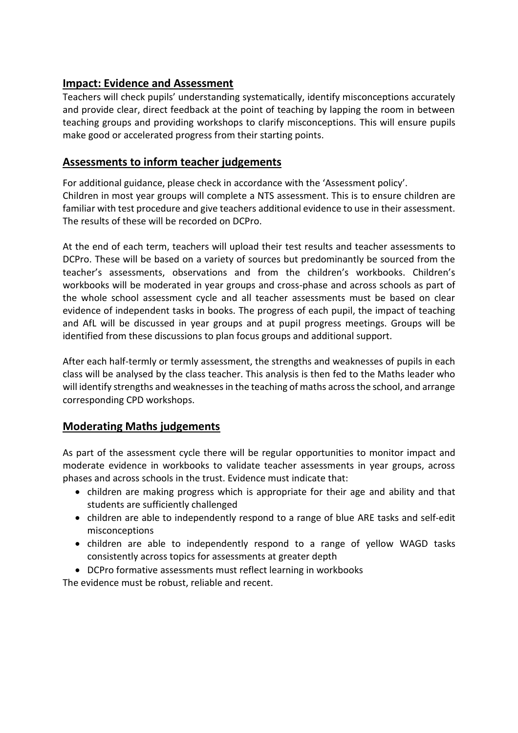## Impact: Evidence and Assessment

Teachers will check pupils' understanding systematically, identify misconceptions accurately and provide clear, direct feedback at the point of teaching by lapping the room in between teaching groups and providing workshops to clarify misconceptions. This will ensure pupils make good or accelerated progress from their starting points.

## Assessments to inform teacher judgements

For additional guidance, please check in accordance with the 'Assessment policy'.
Children in most year groups will complete a NTS assessment. This is to ensure children are familiar with test procedure and give teachers additional evidence to use in their assessment. The results of these will be recorded on DCPro.

At the end of each term, teachers will upload their test results and teacher assessments to DCPro. These will be based on a variety of sources but predominantly be sourced from the teacher's assessments, observations and from the children's workbooks. Children's workbooks will be moderated in year groups and cross-phase and across schools as part of the whole school assessment cycle and all teacher assessments must be based on clear evidence of independent tasks in books. The progress of each pupil, the impact of teaching and AfL will be discussed in year groups and at pupil progress meetings. Groups will be identified from these discussions to plan focus groups and additional support.

After each half-termly or termly assessment, the strengths and weaknesses of pupils in each class will be analysed by the class teacher. This analysis is then fed to the Maths leader who will identify strengths and weaknesses in the teaching of maths across the school, and arrange corresponding CPD workshops.

## Moderating Maths judgements

As part of the assessment cycle there will be regular opportunities to monitor impact and moderate evidence in workbooks to validate teacher assessments in year groups, across phases and across schools in the trust. Evidence must indicate that:

- children are making progress which is appropriate for their age and ability and that students are sufficiently challenged
- children are able to independently respond to a range of blue ARE tasks and self-edit misconceptions
- children are able to independently respond to a range of yellow WAGD tasks consistently across topics for assessments at greater depth
- DCPro formative assessments must reflect learning in workbooks

The evidence must be robust, reliable and recent.